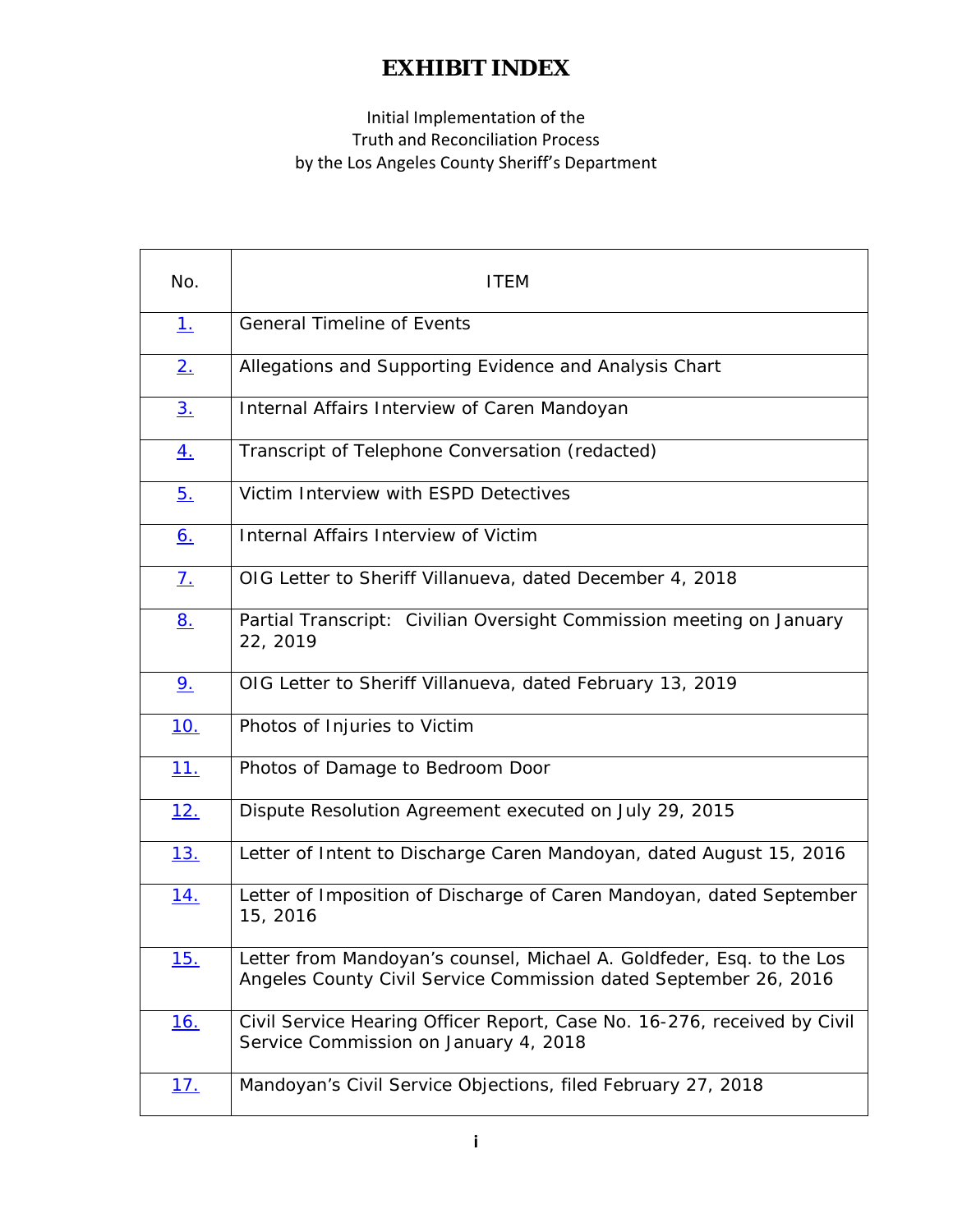# EXHIBIT INDEX

Initial Implementation of the
Truth and Reconciliation Process
by the Los Angeles County Sheriff's Department

| No. | ITEM |
|---|---|
| 1. | General Timeline of Events |
| 2. | Allegations and Supporting Evidence and Analysis Chart |
| 3. | Internal Affairs Interview of Caren Mandoyan |
| 4. | Transcript of Telephone Conversation (redacted) |
| 5. | Victim Interview with ESPD Detectives |
| 6. | Internal Affairs Interview of Victim |
| 7. | OIG Letter to Sheriff Villanueva, dated December 4, 2018 |
| 8. | Partial Transcript: Civilian Oversight Commission meeting on January 22, 2019 |
| 9. | OIG Letter to Sheriff Villanueva, dated February 13, 2019 |
| 10. | Photos of Injuries to Victim |
| 11. | Photos of Damage to Bedroom Door |
| 12. | Dispute Resolution Agreement executed on July 29, 2015 |
| 13. | Letter of Intent to Discharge Caren Mandoyan, dated August 15, 2016 |
| 14. | Letter of Imposition of Discharge of Caren Mandoyan, dated September 15, 2016 |
| 15. | Letter from Mandoyan's counsel, Michael A. Goldfeder, Esq. to the Los Angeles County Civil Service Commission dated September 26, 2016 |
| 16. | Civil Service Hearing Officer Report, Case No. 16-276, received by Civil Service Commission on January 4, 2018 |
| 17. | Mandoyan's Civil Service Objections, filed February 27, 2018 |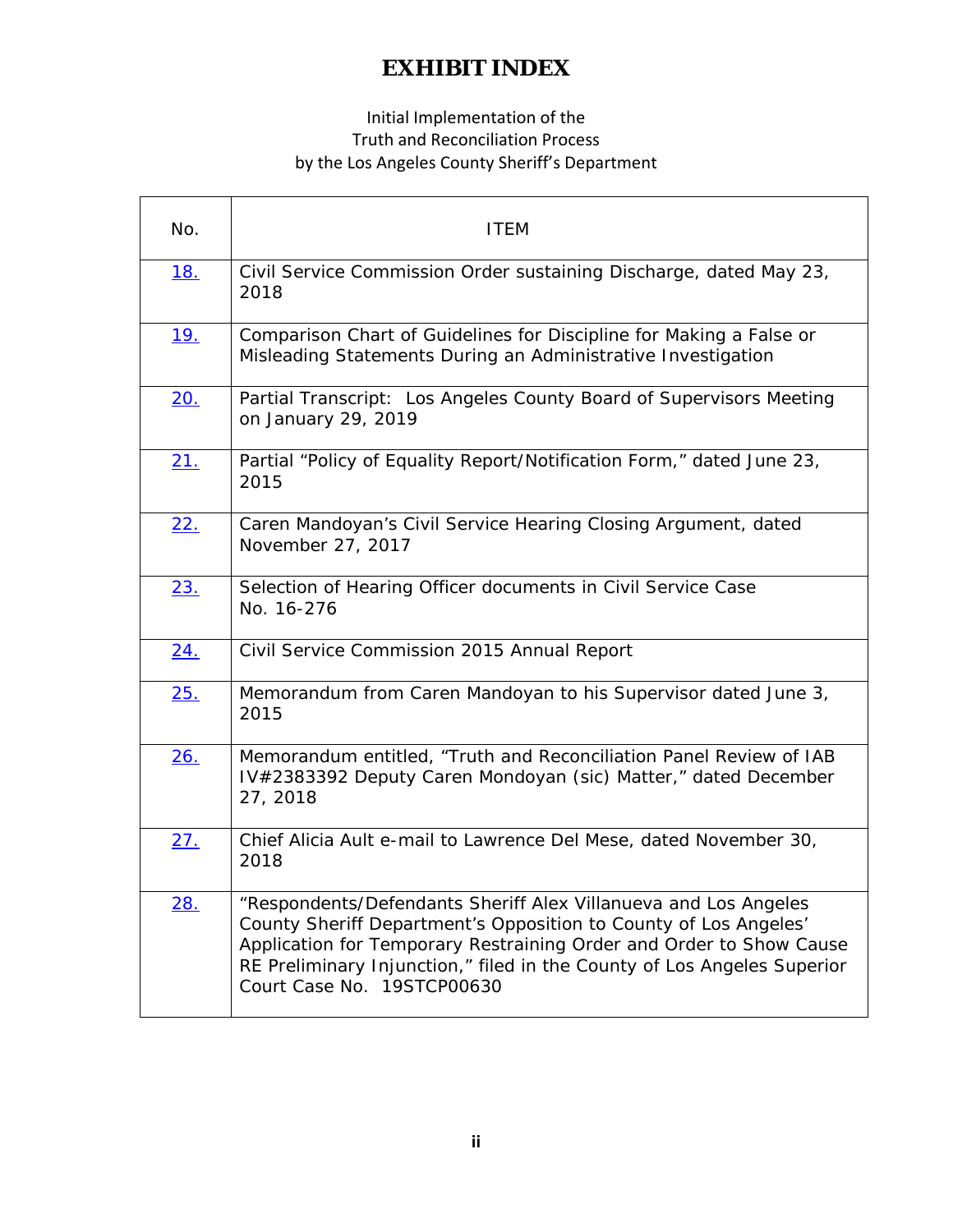# EXHIBIT INDEX

Initial Implementation of the
Truth and Reconciliation Process
by the Los Angeles County Sheriff's Department

| No. | ITEM |
|---|---|
| 18. | Civil Service Commission Order sustaining Discharge, dated May 23, 2018 |
| 19. | Comparison Chart of Guidelines for Discipline for Making a False or Misleading Statements During an Administrative Investigation |
| 20. | Partial Transcript: Los Angeles County Board of Supervisors Meeting on January 29, 2019 |
| 21. | Partial "Policy of Equality Report/Notification Form," dated June 23, 2015 |
| 22. | Caren Mandoyan's Civil Service Hearing Closing Argument, dated November 27, 2017 |
| 23. | Selection of Hearing Officer documents in Civil Service Case No. 16-276 |
| 24. | Civil Service Commission 2015 Annual Report |
| 25. | Memorandum from Caren Mandoyan to his Supervisor dated June 3, 2015 |
| 26. | Memorandum entitled, "Truth and Reconciliation Panel Review of IAB IV#2383392 Deputy Caren Mondoyan (sic) Matter," dated December 27, 2018 |
| 27. | Chief Alicia Ault e-mail to Lawrence Del Mese, dated November 30, 2018 |
| 28. | "Respondents/Defendants Sheriff Alex Villanueva and Los Angeles County Sheriff Department's Opposition to County of Los Angeles' Application for Temporary Restraining Order and Order to Show Cause RE Preliminary Injunction," filed in the County of Los Angeles Superior Court Case No. 19STCP00630 |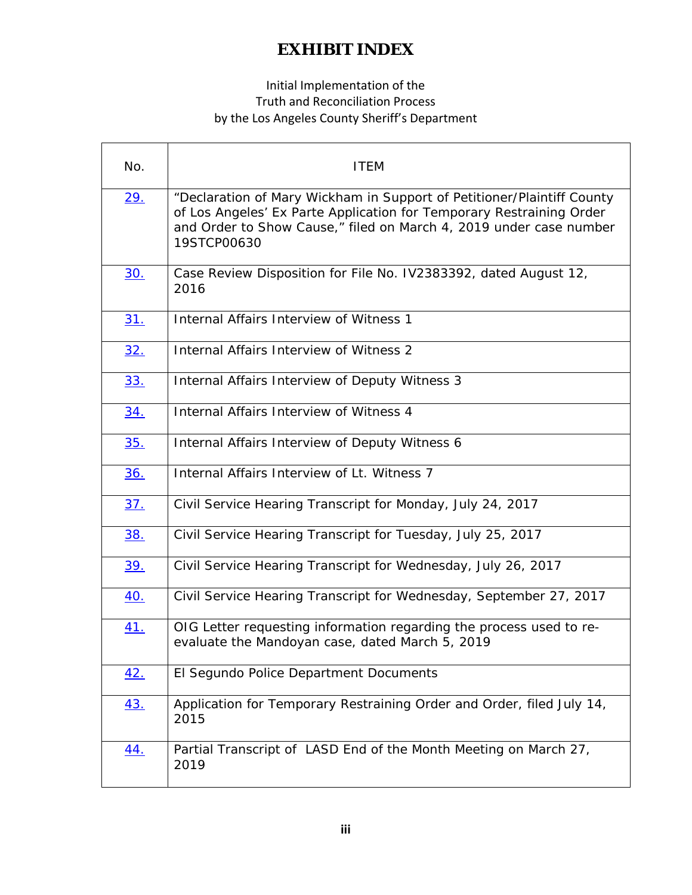# EXHIBIT INDEX

Initial Implementation of the
Truth and Reconciliation Process
by the Los Angeles County Sheriff's Department

| No. | ITEM |
|---|---|
| 29. | "Declaration of Mary Wickham in Support of Petitioner/Plaintiff County of Los Angeles' Ex Parte Application for Temporary Restraining Order and Order to Show Cause," filed on March 4, 2019 under case number 19STCP00630 |
| 30. | Case Review Disposition for File No. IV2383392, dated August 12, 2016 |
| 31. | Internal Affairs Interview of Witness 1 |
| 32. | Internal Affairs Interview of Witness 2 |
| 33. | Internal Affairs Interview of Deputy Witness 3 |
| 34. | Internal Affairs Interview of Witness 4 |
| 35. | Internal Affairs Interview of Deputy Witness 6 |
| 36. | Internal Affairs Interview of Lt. Witness 7 |
| 37. | Civil Service Hearing Transcript for Monday, July 24, 2017 |
| 38. | Civil Service Hearing Transcript for Tuesday, July 25, 2017 |
| 39. | Civil Service Hearing Transcript for Wednesday, July 26, 2017 |
| 40. | Civil Service Hearing Transcript for Wednesday, September 27, 2017 |
| 41. | OIG Letter requesting information regarding the process used to re-evaluate the Mandoyan case, dated March 5, 2019 |
| 42. | El Segundo Police Department Documents |
| 43. | Application for Temporary Restraining Order and Order, filed July 14, 2015 |
| 44. | Partial Transcript of LASD End of the Month Meeting on March 27, 2019 |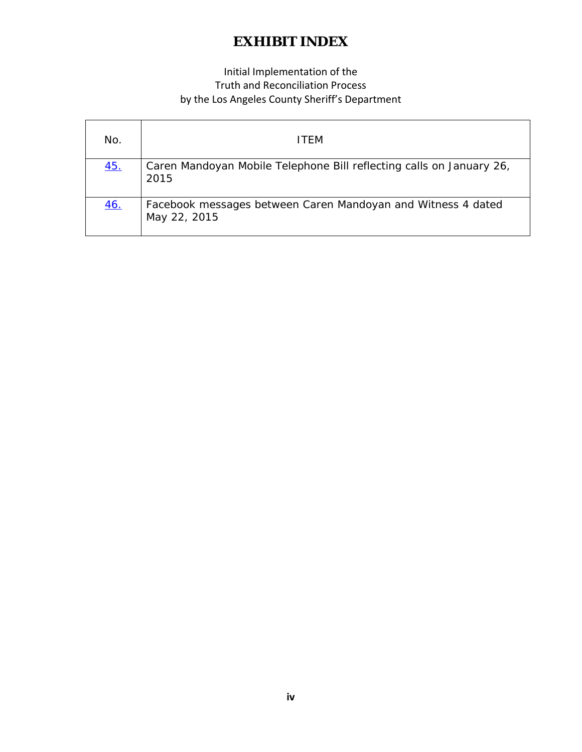# EXHIBIT INDEX

Initial Implementation of the
Truth and Reconciliation Process
by the Los Angeles County Sheriff's Department

| No. | ITEM |
|---|---|
| 45. | Caren Mandoyan Mobile Telephone Bill reflecting calls on January 26, 2015 |
| 46. | Facebook messages between Caren Mandoyan and Witness 4 dated May 22, 2015 |